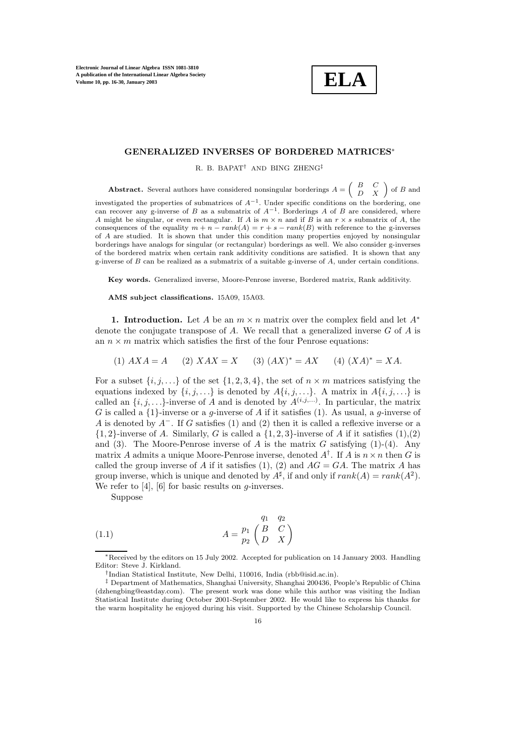# GENERALIZED INVERSES OF BORDERED MATRICES*

R. B. BAPAT[†] AND BING ZHENG[‡]

**Abstract.** Several authors have considered nonsingular borderings $A = \begin{pmatrix} B & C \\ D & X \end{pmatrix}$ of $B$ and investigated the properties of submatrices of $A^{-1}$. Under specific conditions on the bordering, one can recover any g-inverse of $B$ as a submatrix of $A^{-1}$. Borderings $A$ of $B$ are considered, where $A$ might be singular, or even rectangular. If $A$ is $m \times n$ and if $B$ is an $r \times s$ submatrix of $A$, the consequences of the equality $m + n - rank(A) = r + s - rank(B)$ with reference to the g-inverses of $A$ are studied. It is shown that under this condition many properties enjoyed by nonsingular borderings have analogs for singular (or rectangular) borderings as well. We also consider g-inverses of the bordered matrix when certain rank additivity conditions are satisfied. It is shown that any g-inverse of $B$ can be realized as a submatrix of a suitable g-inverse of $A$, under certain conditions.

**Key words.** Generalized inverse, Moore-Penrose inverse, Bordered matrix, Rank additivity.

**AMS subject classifications.** 15A09, 15A03.

**1. Introduction.** Let $A$ be an $m \times n$ matrix over the complex field and let $A^*$ denote the conjugate transpose of $A$. We recall that a generalized inverse $G$ of $A$ is an $n \times m$ matrix which satisfies the first of the four Penrose equations:

$$(1)\ AXA = A \qquad (2)\ XAX = X \qquad (3)\ (AX)^* = AX \qquad (4)\ (XA)^* = XA.$$

For a subset $\{i, j, \ldots\}$ of the set $\{1, 2, 3, 4\}$, the set of $n \times m$ matrices satisfying the equations indexed by $\{i, j, \ldots\}$ is denoted by $A\{i, j, \ldots\}$. A matrix in $A\{i, j, \ldots\}$ is called an $\{i, j, \ldots\}$-inverse of $A$ and is denoted by $A^{(i,j,\ldots)}$. In particular, the matrix $G$ is called a $\{1\}$-inverse or a $g$-inverse of $A$ if it satisfies (1). As usual, a $g$-inverse of $A$ is denoted by $A^-$. If $G$ satisfies (1) and (2) then it is called a reflexive inverse or a $\{1, 2\}$-inverse of $A$. Similarly, $G$ is called a $\{1, 2, 3\}$-inverse of $A$ if it satisfies (1),(2) and (3). The Moore-Penrose inverse of $A$ is the matrix $G$ satisfying (1)-(4). Any matrix $A$ admits a unique Moore-Penrose inverse, denoted $A^\dagger$. If $A$ is $n \times n$ then $G$ is called the group inverse of $A$ if it satisfies (1), (2) and $AG = GA$. The matrix $A$ has group inverse, which is unique and denoted by $A^\sharp$, if and only if $rank(A) = rank(A^2)$. We refer to [4], [6] for basic results on $g$-inverses.

Suppose

$$A = \begin{array}{c} \\ p_1 \\ p_2 \end{array} \!\! \begin{array}{c} \begin{array}{cc} q_1 & q_2 \end{array} \\ \begin{pmatrix} B & C \\ D & X \end{pmatrix} \end{array} \tag{1.1}$$

---

*Received by the editors on 15 July 2002. Accepted for publication on 14 January 2003. Handling Editor: Steve J. Kirkland.

[†]Indian Statistical Institute, New Delhi, 110016, India (rbb@isid.ac.in).

[‡] Department of Mathematics, Shanghai University, Shanghai 200436, People's Republic of China (dzhengbing@eastday.com). The present work was done while this author was visiting the Indian Statistical Institute during October 2001-September 2002. He would like to express his thanks for the warm hospitality he enjoyed during his visit. Supported by the Chinese Scholarship Council.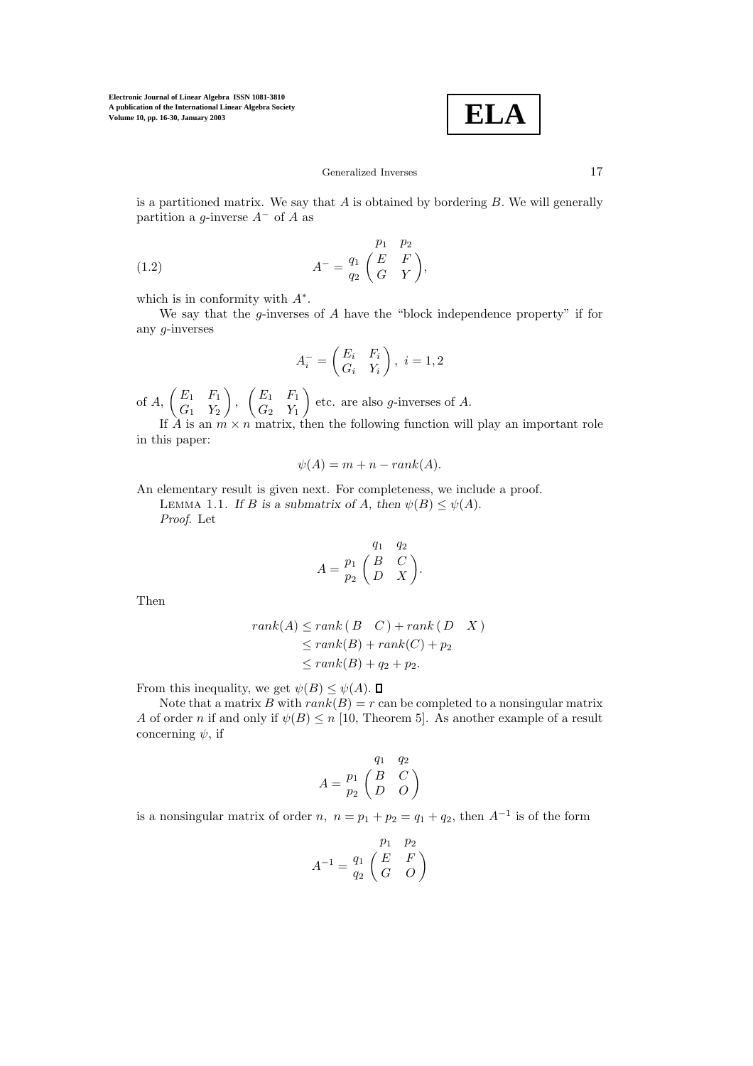is a partitioned matrix. We say that $A$ is obtained by bordering $B$. We will generally partition a $g$-inverse $A^-$ of $A$ as

$$
(1.2) \qquad A^- = \begin{matrix} & \begin{matrix} p_1 & p_2 \end{matrix} \\ \begin{matrix} q_1 \\ q_2 \end{matrix} & \begin{pmatrix} E & F \\ G & Y \end{pmatrix} \end{matrix},
$$

which is in conformity with $A^*$.

We say that the $g$-inverses of $A$ have the "block independence property" if for any $g$-inverses

$$
A_i^- = \begin{pmatrix} E_i & F_i \\ G_i & Y_i \end{pmatrix}, \; i = 1, 2
$$

of $A$, $\begin{pmatrix} E_1 & F_1 \\ G_1 & Y_2 \end{pmatrix}$, $\begin{pmatrix} E_1 & F_1 \\ G_2 & Y_1 \end{pmatrix}$ etc. are also $g$-inverses of $A$.

If $A$ is an $m \times n$ matrix, then the following function will play an important role in this paper:

$$
\psi(A) = m + n - rank(A).
$$

An elementary result is given next. For completeness, we include a proof.

Lemma 1.1. *If $B$ is a submatrix of $A$, then $\psi(B) \leq \psi(A)$.*

*Proof.* Let

$$
A = \begin{matrix} & \begin{matrix} q_1 & q_2 \end{matrix} \\ \begin{matrix} p_1 \\ p_2 \end{matrix} & \begin{pmatrix} B & C \\ D & X \end{pmatrix} \end{matrix}.
$$

Then

$$
\begin{aligned}
rank(A) &\leq rank \begin{pmatrix} B & C \end{pmatrix} + rank \begin{pmatrix} D & X \end{pmatrix} \\
&\leq rank(B) + rank(C) + p_2 \\
&\leq rank(B) + q_2 + p_2.
\end{aligned}
$$

From this inequality, we get $\psi(B) \leq \psi(A)$. ∎

Note that a matrix $B$ with $rank(B) = r$ can be completed to a nonsingular matrix $A$ of order $n$ if and only if $\psi(B) \leq n$ [10, Theorem 5]. As another example of a result concerning $\psi$, if

$$
A = \begin{matrix} & \begin{matrix} q_1 & q_2 \end{matrix} \\ \begin{matrix} p_1 \\ p_2 \end{matrix} & \begin{pmatrix} B & C \\ D & O \end{pmatrix} \end{matrix}
$$

is a nonsingular matrix of order $n$, $n = p_1 + p_2 = q_1 + q_2$, then $A^{-1}$ is of the form

$$
A^{-1} = \begin{matrix} & \begin{matrix} p_1 & p_2 \end{matrix} \\ \begin{matrix} q_1 \\ q_2 \end{matrix} & \begin{pmatrix} E & F \\ G & O \end{pmatrix} \end{matrix}
$$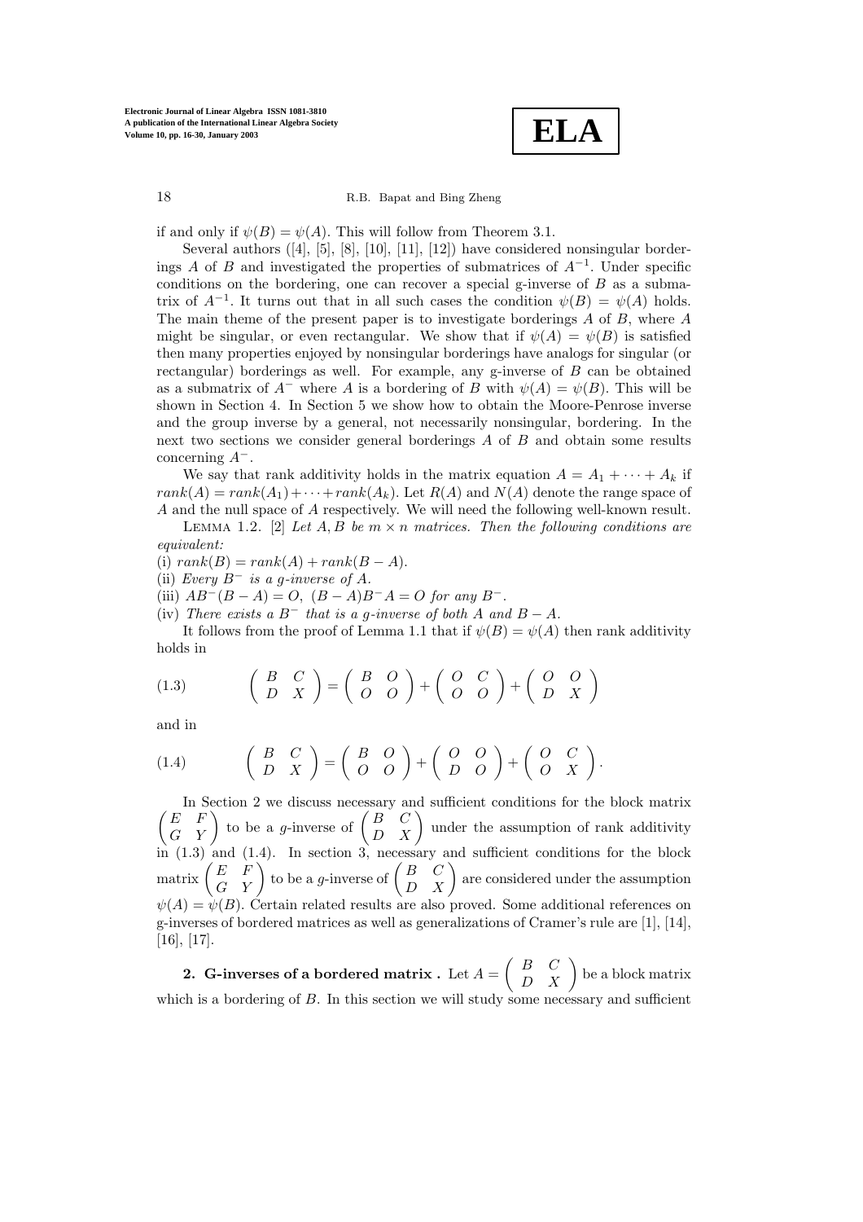if and only if $\psi(B) = \psi(A)$. This will follow from Theorem 3.1.

Several authors ([4], [5], [8], [10], [11], [12]) have considered nonsingular borderings $A$ of $B$ and investigated the properties of submatrices of $A^{-1}$. Under specific conditions on the bordering, one can recover a special g-inverse of $B$ as a submatrix of $A^{-1}$. It turns out that in all such cases the condition $\psi(B) = \psi(A)$ holds. The main theme of the present paper is to investigate borderings $A$ of $B$, where $A$ might be singular, or even rectangular. We show that if $\psi(A) = \psi(B)$ is satisfied then many properties enjoyed by nonsingular borderings have analogs for singular (or rectangular) borderings as well. For example, any g-inverse of $B$ can be obtained as a submatrix of $A^-$ where $A$ is a bordering of $B$ with $\psi(A) = \psi(B)$. This will be shown in Section 4. In Section 5 we show how to obtain the Moore-Penrose inverse and the group inverse by a general, not necessarily nonsingular, bordering. In the next two sections we consider general borderings $A$ of $B$ and obtain some results concerning $A^-$.

We say that rank additivity holds in the matrix equation $A = A_1 + \cdots + A_k$ if $rank(A) = rank(A_1) + \cdots + rank(A_k)$. Let $R(A)$ and $N(A)$ denote the range space of $A$ and the null space of $A$ respectively. We will need the following well-known result.

Lemma 1.2. [2] *Let $A, B$ be $m \times n$ matrices. Then the following conditions are equivalent:*

(i) $rank(B) = rank(A) + rank(B - A)$.

(ii) *Every $B^-$ is a g-inverse of $A$.*

(iii) $AB^-(B - A) = O,\ (B - A)B^-A = O$ *for any $B^-$.*

(iv) *There exists a $B^-$ that is a g-inverse of both $A$ and $B - A$.*

It follows from the proof of Lemma 1.1 that if $\psi(B) = \psi(A)$ then rank additivity holds in

$$\begin{pmatrix} B & C \\ D & X \end{pmatrix} = \begin{pmatrix} B & O \\ O & O \end{pmatrix} + \begin{pmatrix} O & C \\ O & O \end{pmatrix} + \begin{pmatrix} O & O \\ D & X \end{pmatrix} \tag{1.3}$$

and in

$$\begin{pmatrix} B & C \\ D & X \end{pmatrix} = \begin{pmatrix} B & O \\ O & O \end{pmatrix} + \begin{pmatrix} O & O \\ D & O \end{pmatrix} + \begin{pmatrix} O & C \\ O & X \end{pmatrix}. \tag{1.4}$$

In Section 2 we discuss necessary and sufficient conditions for the block matrix $\begin{pmatrix} E & F \\ G & Y \end{pmatrix}$ to be a $g$-inverse of $\begin{pmatrix} B & C \\ D & X \end{pmatrix}$ under the assumption of rank additivity in (1.3) and (1.4). In section 3, necessary and sufficient conditions for the block matrix $\begin{pmatrix} E & F \\ G & Y \end{pmatrix}$ to be a $g$-inverse of $\begin{pmatrix} B & C \\ D & X \end{pmatrix}$ are considered under the assumption $\psi(A) = \psi(B)$. Certain related results are also proved. Some additional references on g-inverses of bordered matrices as well as generalizations of Cramer's rule are [1], [14], [16], [17].

## 2. G-inverses of a bordered matrix.

Let $A = \begin{pmatrix} B & C \\ D & X \end{pmatrix}$ be a block matrix which is a bordering of $B$. In this section we will study some necessary and sufficient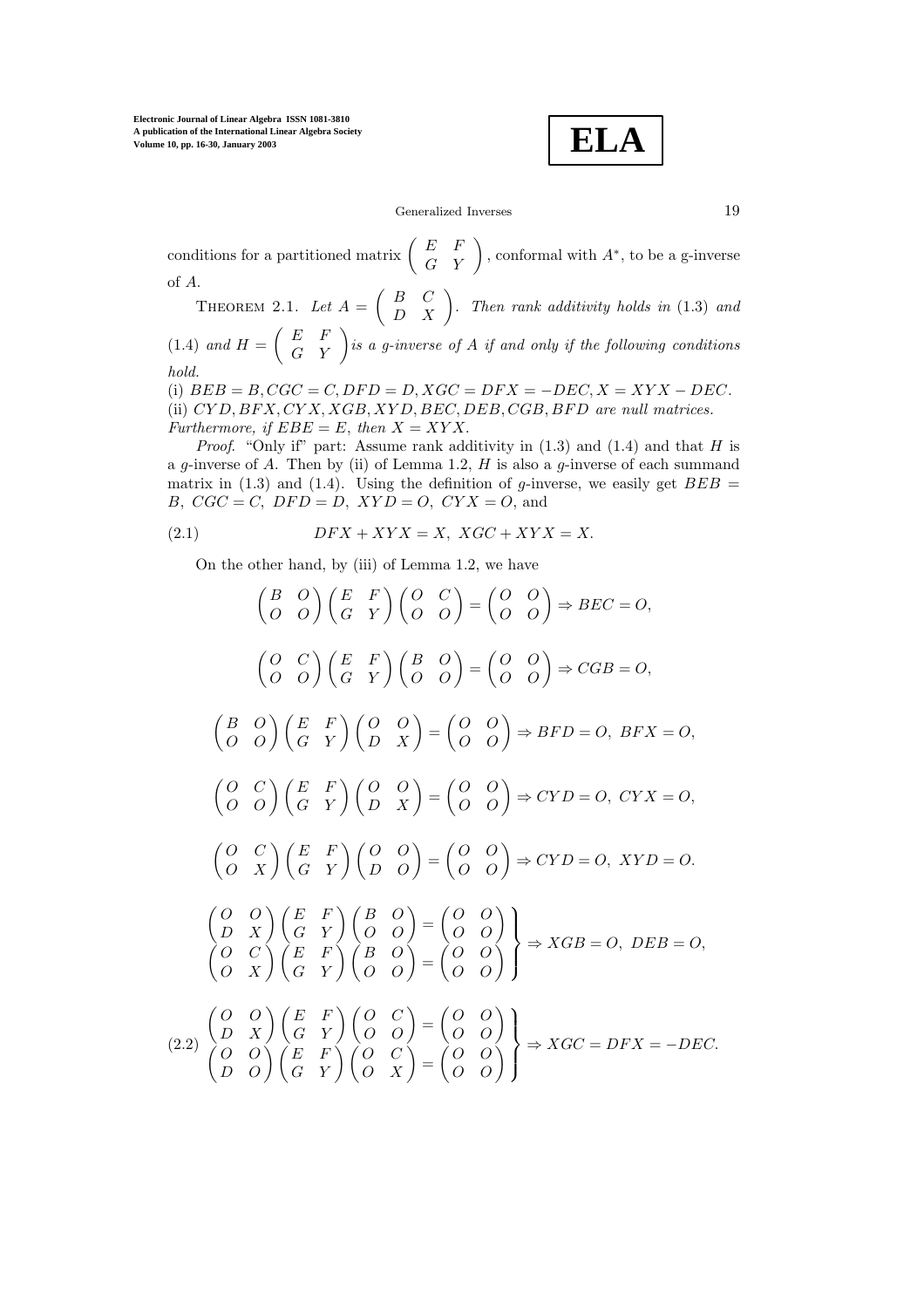conditions for a partitioned matrix $\begin{pmatrix} E & F \\ G & Y \end{pmatrix}$, conformal with $A^*$, to be a g-inverse of $A$.

THEOREM 2.1. *Let* $A = \begin{pmatrix} B & C \\ D & X \end{pmatrix}$. *Then rank additivity holds in* (1.3) *and* (1.4) *and* $H = \begin{pmatrix} E & F \\ G & Y \end{pmatrix}$ *is a g-inverse of A if and only if the following conditions hold.*

(i) $BEB = B, CGC = C, DFD = D, XGC = DFX = -DEC, X = XYX - DEC$.

(ii) $CYD, BFX, CYX, XGB, XYD, BEC, DEB, CGB, BFD$ *are null matrices.*

*Furthermore, if* $EBE = E$, *then* $X = XYX$.

*Proof*. "Only if" part: Assume rank additivity in (1.3) and (1.4) and that $H$ is a $g$-inverse of $A$. Then by (ii) of Lemma 1.2, $H$ is also a $g$-inverse of each summand matrix in (1.3) and (1.4). Using the definition of $g$-inverse, we easily get $BEB = B$, $CGC = C$, $DFD = D$, $XYD = O$, $CYX = O$, and

$$DFX + XYX = X,\ XGC + XYX = X. \tag{2.1}$$

On the other hand, by (iii) of Lemma 1.2, we have

$$\begin{pmatrix} B & O \\ O & O \end{pmatrix}\begin{pmatrix} E & F \\ G & Y \end{pmatrix}\begin{pmatrix} O & C \\ O & O \end{pmatrix} = \begin{pmatrix} O & O \\ O & O \end{pmatrix} \Rightarrow BEC = O,$$

$$\begin{pmatrix} O & C \\ O & O \end{pmatrix}\begin{pmatrix} E & F \\ G & Y \end{pmatrix}\begin{pmatrix} B & O \\ O & O \end{pmatrix} = \begin{pmatrix} O & O \\ O & O \end{pmatrix} \Rightarrow CGB = O,$$

$$\begin{pmatrix} B & O \\ O & O \end{pmatrix}\begin{pmatrix} E & F \\ G & Y \end{pmatrix}\begin{pmatrix} O & O \\ D & X \end{pmatrix} = \begin{pmatrix} O & O \\ O & O \end{pmatrix} \Rightarrow BFD = O,\ BFX = O,$$

$$\begin{pmatrix} O & C \\ O & O \end{pmatrix}\begin{pmatrix} E & F \\ G & Y \end{pmatrix}\begin{pmatrix} O & O \\ D & X \end{pmatrix} = \begin{pmatrix} O & O \\ O & O \end{pmatrix} \Rightarrow CYD = O,\ CYX = O,$$

$$\begin{pmatrix} O & C \\ O & X \end{pmatrix}\begin{pmatrix} E & F \\ G & Y \end{pmatrix}\begin{pmatrix} O & O \\ D & O \end{pmatrix} = \begin{pmatrix} O & O \\ O & O \end{pmatrix} \Rightarrow CYD = O,\ XYD = O.$$

$$\left.\begin{matrix} \begin{pmatrix} O & O \\ D & X \end{pmatrix}\begin{pmatrix} E & F \\ G & Y \end{pmatrix}\begin{pmatrix} B & O \\ O & O \end{pmatrix} = \begin{pmatrix} O & O \\ O & O \end{pmatrix} \\ \begin{pmatrix} O & C \\ O & X \end{pmatrix}\begin{pmatrix} E & F \\ G & Y \end{pmatrix}\begin{pmatrix} B & O \\ O & O \end{pmatrix} = \begin{pmatrix} O & O \\ O & O \end{pmatrix} \end{matrix}\right\} \Rightarrow XGB = O,\ DEB = O,$$

$$\left.\begin{matrix} \begin{pmatrix} O & O \\ D & X \end{pmatrix}\begin{pmatrix} E & F \\ G & Y \end{pmatrix}\begin{pmatrix} O & C \\ O & O \end{pmatrix} = \begin{pmatrix} O & O \\ O & O \end{pmatrix} \\ \begin{pmatrix} O & O \\ D & O \end{pmatrix}\begin{pmatrix} E & F \\ G & Y \end{pmatrix}\begin{pmatrix} O & C \\ O & X \end{pmatrix} = \begin{pmatrix} O & O \\ O & O \end{pmatrix} \end{matrix}\right\} \Rightarrow XGC = DFX = -DEC. \tag{2.2}$$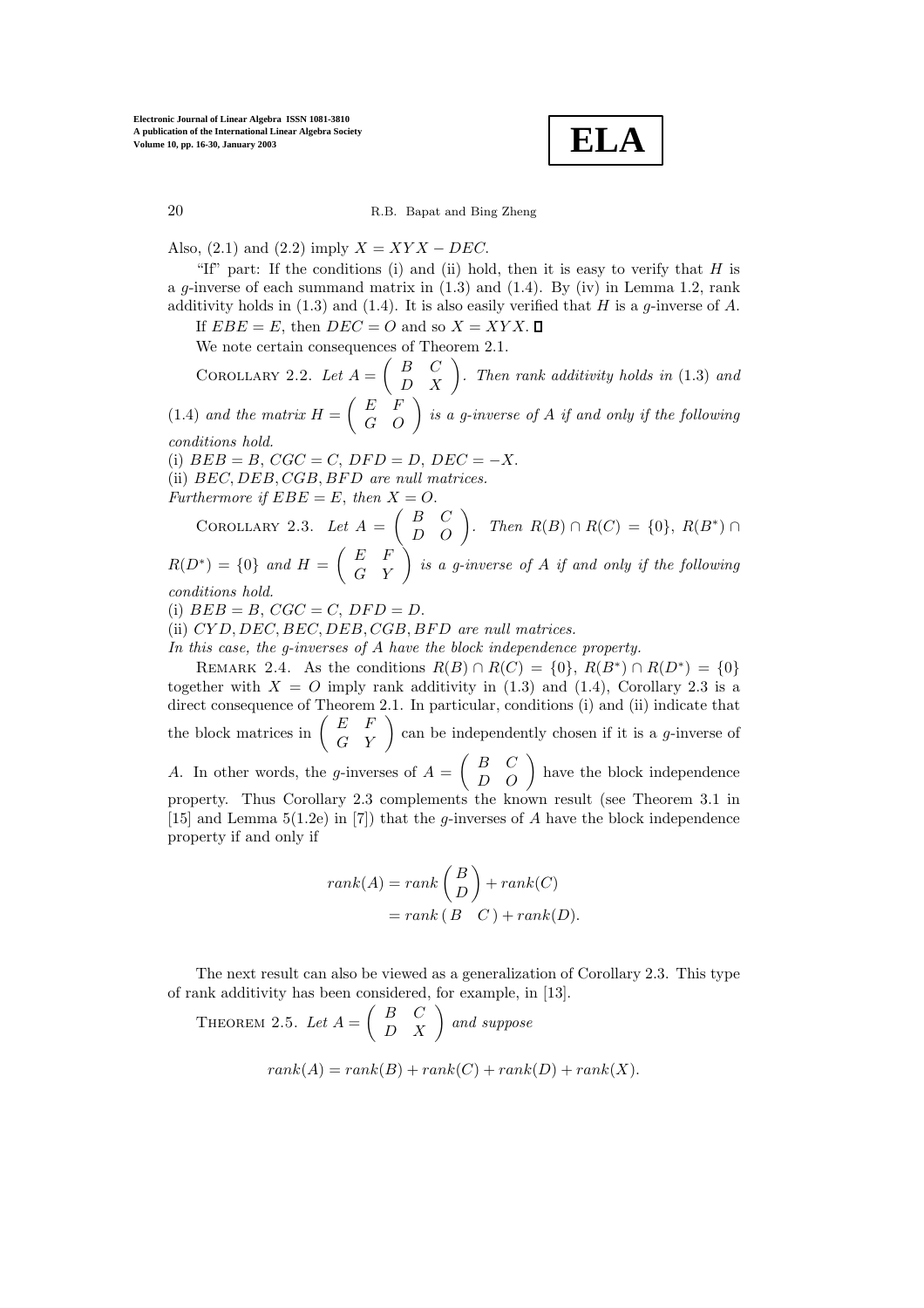Also, (2.1) and (2.2) imply $X = XYX - DEC$.

"If" part: If the conditions (i) and (ii) hold, then it is easy to verify that $H$ is a $g$-inverse of each summand matrix in (1.3) and (1.4). By (iv) in Lemma 1.2, rank additivity holds in (1.3) and (1.4). It is also easily verified that $H$ is a $g$-inverse of $A$.

If $EBE = E$, then $DEC = O$ and so $X = XYX$. $\square$

We note certain consequences of Theorem 2.1.

Corollary 2.2. *Let* $A = \begin{pmatrix} B & C \\ D & X \end{pmatrix}$. *Then rank additivity holds in* (1.3) *and* (1.4) *and the matrix* $H = \begin{pmatrix} E & F \\ G & O \end{pmatrix}$ *is a g-inverse of A if and only if the following conditions hold.*

(i) $BEB = B$, $CGC = C$, $DFD = D$, $DEC = -X$.

(ii) $BEC, DEB, CGB, BFD$ *are null matrices.*

*Furthermore if* $EBE = E$, *then* $X = O$.

Corollary 2.3. *Let* $A = \begin{pmatrix} B & C \\ D & O \end{pmatrix}$. *Then* $R(B) \cap R(C) = \{0\}$, $R(B^*) \cap R(D^*) = \{0\}$ *and* $H = \begin{pmatrix} E & F \\ G & Y \end{pmatrix}$ *is a g-inverse of A if and only if the following conditions hold.*

(i) $BEB = B$, $CGC = C$, $DFD = D$.

(ii) $CYD, DEC, BEC, DEB, CGB, BFD$ *are null matrices.*

*In this case, the g-inverses of A have the block independence property.*

Remark 2.4. As the conditions $R(B) \cap R(C) = \{0\}$, $R(B^*) \cap R(D^*) = \{0\}$ together with $X = O$ imply rank additivity in (1.3) and (1.4), Corollary 2.3 is a direct consequence of Theorem 2.1. In particular, conditions (i) and (ii) indicate that the block matrices in $\begin{pmatrix} E & F \\ G & Y \end{pmatrix}$ can be independently chosen if it is a $g$-inverse of $A$. In other words, the $g$-inverses of $A = \begin{pmatrix} B & C \\ D & O \end{pmatrix}$ have the block independence property. Thus Corollary 2.3 complements the known result (see Theorem 3.1 in [15] and Lemma 5(1.2e) in [7]) that the $g$-inverses of $A$ have the block independence property if and only if

$$
\begin{aligned}
rank(A) &= rank \begin{pmatrix} B \\ D \end{pmatrix} + rank(C) \\
&= rank \begin{pmatrix} B & C \end{pmatrix} + rank(D).
\end{aligned}
$$

The next result can also be viewed as a generalization of Corollary 2.3. This type of rank additivity has been considered, for example, in [13].

Theorem 2.5. *Let* $A = \begin{pmatrix} B & C \\ D & X \end{pmatrix}$ *and suppose*

$$
rank(A) = rank(B) + rank(C) + rank(D) + rank(X).
$$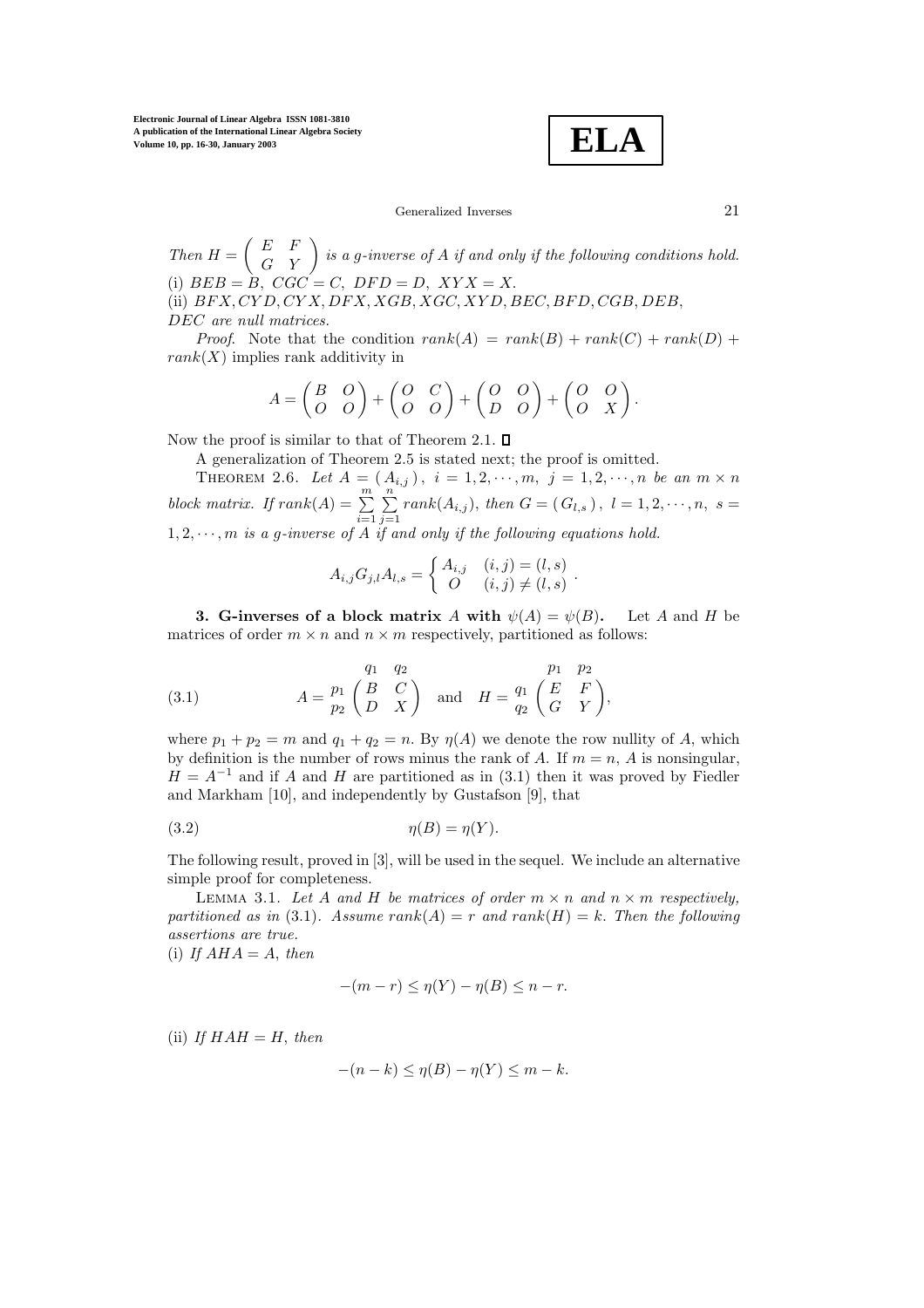*Then* $H = \begin{pmatrix} E & F \\ G & Y \end{pmatrix}$ *is a g-inverse of* $A$ *if and only if the following conditions hold.*
(i) $BEB = B,\ CGC = C,\ DFD = D,\ XYX = X.$
(ii) $BFX, CYD, CYX, DFX, XGB, XGC, XYD, BEC, BFD, CGB, DEB,$
$DEC$ *are null matrices.*

*Proof*. Note that the condition $rank(A) = rank(B) + rank(C) + rank(D) + rank(X)$ implies rank additivity in

$$A = \begin{pmatrix} B & O \\ O & O \end{pmatrix} + \begin{pmatrix} O & C \\ O & O \end{pmatrix} + \begin{pmatrix} O & O \\ D & O \end{pmatrix} + \begin{pmatrix} O & O \\ O & X \end{pmatrix}.$$

Now the proof is similar to that of Theorem 2.1. ∎

A generalization of Theorem 2.5 is stated next; the proof is omitted.

THEOREM 2.6. *Let* $A = (A_{i,j}),\ i = 1, 2, \cdots, m,\ j = 1, 2, \cdots, n$ *be an* $m \times n$ *block matrix. If* $rank(A) = \sum_{i=1}^{m}\sum_{j=1}^{n} rank(A_{i,j})$*, then* $G = (G_{l,s}),\ l = 1, 2, \cdots, n,\ s = 1, 2, \cdots, m$ *is a g-inverse of* $A$ *if and only if the following equations hold.*

$$A_{i,j}G_{j,l}A_{l,s} = \begin{cases} A_{i,j} & (i,j) = (l,s) \\ O & (i,j) \neq (l,s) \end{cases}.$$

## 3. G-inverses of a block matrix $A$ with $\psi(A) = \psi(B)$.

Let $A$ and $H$ be matrices of order $m \times n$ and $n \times m$ respectively, partitioned as follows:

$$A = \begin{matrix} & \begin{matrix} q_1 & q_2 \end{matrix} \\ \begin{matrix} p_1 \\ p_2 \end{matrix} & \begin{pmatrix} B & C \\ D & X \end{pmatrix} \end{matrix} \quad \text{and} \quad H = \begin{matrix} & \begin{matrix} p_1 & p_2 \end{matrix} \\ \begin{matrix} q_1 \\ q_2 \end{matrix} & \begin{pmatrix} E & F \\ G & Y \end{pmatrix} \end{matrix}, \tag{3.1}$$

where $p_1 + p_2 = m$ and $q_1 + q_2 = n$. By $\eta(A)$ we denote the row nullity of $A$, which by definition is the number of rows minus the rank of $A$. If $m = n$, $A$ is nonsingular, $H = A^{-1}$ and if $A$ and $H$ are partitioned as in (3.1) then it was proved by Fiedler and Markham [10], and independently by Gustafson [9], that

$$\eta(B) = \eta(Y). \tag{3.2}$$

The following result, proved in [3], will be used in the sequel. We include an alternative simple proof for completeness.

LEMMA 3.1. *Let* $A$ *and* $H$ *be matrices of order* $m \times n$ *and* $n \times m$ *respectively, partitioned as in* (3.1)*. Assume* $rank(A) = r$ *and* $rank(H) = k$*. Then the following assertions are true.*
(i) *If* $AHA = A$*, then*

$$-(m - r) \leq \eta(Y) - \eta(B) \leq n - r.$$

(ii) *If* $HAH = H$*, then*

$$-(n - k) \leq \eta(B) - \eta(Y) \leq m - k.$$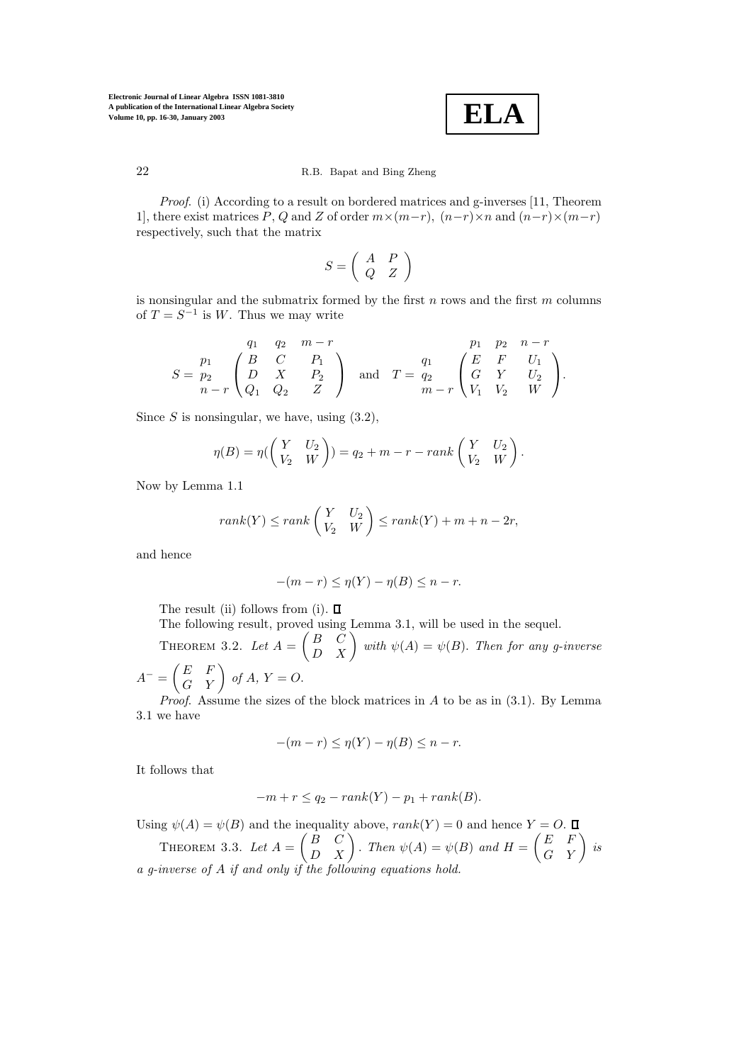*Proof*. (i) According to a result on bordered matrices and g-inverses [11, Theorem 1], there exist matrices $P$, $Q$ and $Z$ of order $m\times(m-r)$, $(n-r)\times n$ and $(n-r)\times(m-r)$ respectively, such that the matrix

$$S = \begin{pmatrix} A & P \\ Q & Z \end{pmatrix}$$

is nonsingular and the submatrix formed by the first $n$ rows and the first $m$ columns of $T = S^{-1}$ is $W$. Thus we may write

$$S = \begin{array}{c} \\ p_1 \\ p_2 \\ n-r \end{array}\!\!\begin{array}{c} \begin{array}{ccc} q_1 & q_2 & m-r \end{array} \\ \begin{pmatrix} B & C & P_1 \\ D & X & P_2 \\ Q_1 & Q_2 & Z \end{pmatrix} \end{array} \quad \text{and} \quad T = \begin{array}{c} \\ q_1 \\ q_2 \\ m-r \end{array}\!\!\begin{array}{c} \begin{array}{ccc} p_1 & p_2 & n-r \end{array} \\ \begin{pmatrix} E & F & U_1 \\ G & Y & U_2 \\ V_1 & V_2 & W \end{pmatrix} \end{array}.$$

Since $S$ is nonsingular, we have, using (3.2),

$$\eta(B) = \eta(\begin{pmatrix} Y & U_2 \\ V_2 & W \end{pmatrix}) = q_2 + m - r - rank\begin{pmatrix} Y & U_2 \\ V_2 & W \end{pmatrix}.$$

Now by Lemma 1.1

$$rank(Y) \le rank\begin{pmatrix} Y & U_2 \\ V_2 & W \end{pmatrix} \le rank(Y) + m + n - 2r,$$

and hence

$$-(m-r) \le \eta(Y) - \eta(B) \le n - r.$$

The result (ii) follows from (i). ∎

The following result, proved using Lemma 3.1, will be used in the sequel.

THEOREM 3.2. *Let* $A = \begin{pmatrix} B & C \\ D & X \end{pmatrix}$ *with* $\psi(A) = \psi(B)$. *Then for any g-inverse* $A^- = \begin{pmatrix} E & F \\ G & Y \end{pmatrix}$ *of* $A$, $Y = O$.

*Proof*. Assume the sizes of the block matrices in $A$ to be as in (3.1). By Lemma 3.1 we have

$$-(m-r) \le \eta(Y) - \eta(B) \le n - r.$$

It follows that

$$-m + r \le q_2 - rank(Y) - p_1 + rank(B).$$

Using $\psi(A) = \psi(B)$ and the inequality above, $rank(Y) = 0$ and hence $Y = O$. ∎

THEOREM 3.3. *Let* $A = \begin{pmatrix} B & C \\ D & X \end{pmatrix}$. *Then* $\psi(A) = \psi(B)$ *and* $H = \begin{pmatrix} E & F \\ G & Y \end{pmatrix}$ *is a g-inverse of* $A$ *if and only if the following equations hold.*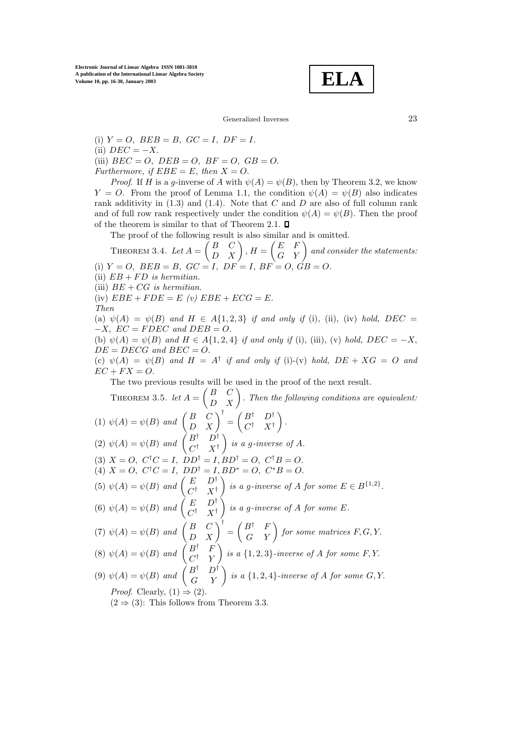(i) $Y = O,\ BEB = B,\ GC = I,\ DF = I.$

(ii) $DEC = -X.$

(iii) $BEC = O,\ DEB = O,\ BF = O,\ GB = O.$

*Furthermore, if* $EBE = E$*, then* $X = O$.

*Proof.* If $H$ is a $g$-inverse of $A$ with $\psi(A) = \psi(B)$, then by Theorem 3.2, we know $Y = O$. From the proof of Lemma 1.1, the condition $\psi(A) = \psi(B)$ also indicates rank additivity in (1.3) and (1.4). Note that $C$ and $D$ are also of full column rank and of full row rank respectively under the condition $\psi(A) = \psi(B)$. Then the proof of the theorem is similar to that of Theorem 2.1. ∎

The proof of the following result is also similar and is omitted.

Theorem 3.4. *Let* $A = \begin{pmatrix} B & C \\ D & X \end{pmatrix}$, $H = \begin{pmatrix} E & F \\ G & Y \end{pmatrix}$ *and consider the statements:*

(i) $Y = O,\ BEB = B,\ GC = I,\ DF = I,\ BF = O,\ GB = O.$

(ii) $EB + FD$ *is hermitian.*

(iii) $BE + CG$ *is hermitian.*

(iv) $EBE + FDE = E$ (v) $EBE + ECG = E.$

*Then*

(a) $\psi(A) = \psi(B)$ *and* $H \in A\{1, 2, 3\}$ *if and only if* (i), (ii), (iv) *hold,* $DEC = -X,\ EC = FDEC$ *and* $DEB = O$.

(b) $\psi(A) = \psi(B)$ *and* $H \in A\{1, 2, 4\}$ *if and only if* (i), (iii), (v) *hold,* $DEC = -X,$ $DE = DECG$ *and* $BEC = O$.

(c) $\psi(A) = \psi(B)$ *and* $H = A^\dagger$ *if and only if* (i)-(v) *hold,* $DE + XG = O$ *and* $EC + FX = O$.

The two previous results will be used in the proof of the next result.

Theorem 3.5. *let* $A = \begin{pmatrix} B & C \\ D & X \end{pmatrix}$. *Then the following conditions are equivalent:*

(1) $\psi(A) = \psi(B)$ *and* $\begin{pmatrix} B & C \\ D & X \end{pmatrix}^\dagger = \begin{pmatrix} B^\dagger & D^\dagger \\ C^\dagger & X^\dagger \end{pmatrix}$.

(2) $\psi(A) = \psi(B)$ *and* $\begin{pmatrix} B^\dagger & D^\dagger \\ C^\dagger & X^\dagger \end{pmatrix}$ *is a g-inverse of* $A$.

(3) $X = O,\ C^\dagger C = I,\ DD^\dagger = I, BD^\dagger = O,\ C^\dagger B = O.$

(4) $X = O,\ C^\dagger C = I,\ DD^\dagger = I, BD^* = O,\ C^* B = O.$

(5) $\psi(A) = \psi(B)$ *and* $\begin{pmatrix} E & D^\dagger \\ C^\dagger & X^\dagger \end{pmatrix}$ *is a g-inverse of* $A$ *for some* $E \in B^{\{1,2\}}$.

(6) $\psi(A) = \psi(B)$ *and* $\begin{pmatrix} E & D^\dagger \\ C^\dagger & X^\dagger \end{pmatrix}$ *is a g-inverse of* $A$ *for some* $E$.

(7) $\psi(A) = \psi(B)$ *and* $\begin{pmatrix} B & C \\ D & X \end{pmatrix}^\dagger = \begin{pmatrix} B^\dagger & F \\ G & Y \end{pmatrix}$ *for some matrices* $F, G, Y$.

(8) $\psi(A) = \psi(B)$ *and* $\begin{pmatrix} B^\dagger & F \\ C^\dagger & Y \end{pmatrix}$ *is a* $\{1, 2, 3\}$*-inverse of* $A$ *for some* $F, Y$.

(9) $\psi(A) = \psi(B)$ *and* $\begin{pmatrix} B^\dagger & D^\dagger \\ G & Y \end{pmatrix}$ *is a* $\{1, 2, 4\}$*-inverse of* $A$ *for some* $G, Y$.

*Proof.* Clearly, $(1) \Rightarrow (2)$.

$(2 \Rightarrow (3)$: This follows from Theorem 3.3.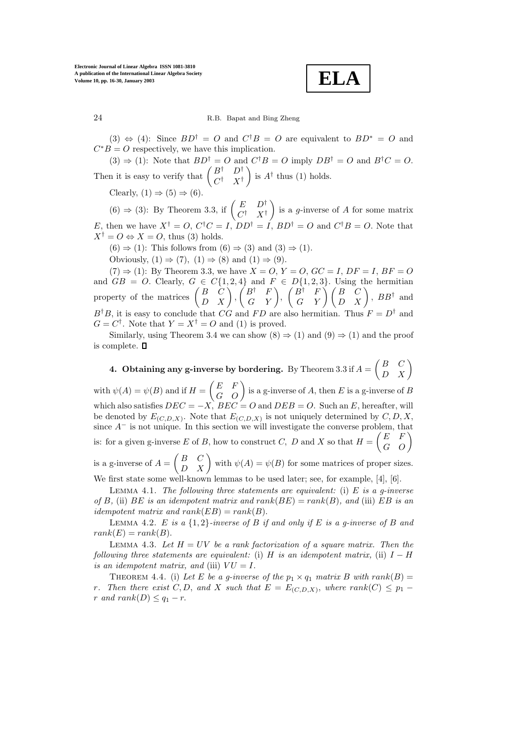(3) ⇔ (4): Since $BD^\dagger = O$ and $C^\dagger B = O$ are equivalent to $BD^* = O$ and $C^*B = O$ respectively, we have this implication.

(3) ⇒ (1): Note that $BD^\dagger = O$ and $C^\dagger B = O$ imply $DB^\dagger = O$ and $B^\dagger C = O$. Then it is easy to verify that $\begin{pmatrix} B^\dagger & D^\dagger \\ C^\dagger & X^\dagger \end{pmatrix}$ is $A^\dagger$ thus (1) holds.

Clearly, (1) ⇒ (5) ⇒ (6).

(6) ⇒ (3): By Theorem 3.3, if $\begin{pmatrix} E & D^\dagger \\ C^\dagger & X^\dagger \end{pmatrix}$ is a $g$-inverse of $A$ for some matrix $E$, then we have $X^\dagger = O$, $C^\dagger C = I$, $DD^\dagger = I$, $BD^\dagger = O$ and $C^\dagger B = O$. Note that $X^\dagger = O \Leftrightarrow X = O$, thus (3) holds.

(6) ⇒ (1): This follows from (6) ⇒ (3) and (3) ⇒ (1).

Obviously, (1) ⇒ (7), (1) ⇒ (8) and (1) ⇒ (9).

(7) ⇒ (1): By Theorem 3.3, we have $X = O$, $Y = O$, $GC = I$, $DF = I$, $BF = O$ and $GB = O$. Clearly, $G \in C\{1,2,4\}$ and $F \in D\{1,2,3\}$. Using the hermitian property of the matrices $\begin{pmatrix} B & C \\ D & X \end{pmatrix}$, $\begin{pmatrix} B^\dagger & F \\ G & Y \end{pmatrix}$, $\begin{pmatrix} B^\dagger & F \\ G & Y \end{pmatrix}\begin{pmatrix} B & C \\ D & X \end{pmatrix}$, $BB^\dagger$ and $B^\dagger B$, it is easy to conclude that $CG$ and $FD$ are also hermitian. Thus $F = D^\dagger$ and $G = C^\dagger$. Note that $Y = X^\dagger = O$ and (1) is proved.

Similarly, using Theorem 3.4 we can show (8) ⇒ (1) and (9) ⇒ (1) and the proof is complete. □

## 4. Obtaining any g-inverse by bordering.

By Theorem 3.3 if $A = \begin{pmatrix} B & C \\ D & X \end{pmatrix}$ with $\psi(A) = \psi(B)$ and if $H = \begin{pmatrix} E & F \\ G & O \end{pmatrix}$ is a g-inverse of $A$, then $E$ is a g-inverse of $B$ which also satisfies $DEC = -X$, $BEC = O$ and $DEB = O$. Such an $E$, hereafter, will be denoted by $E_{(C,D,X)}$. Note that $E_{(C,D,X)}$ is not uniquely determined by $C, D, X$, since $A^-$ is not unique. In this section we will investigate the converse problem, that is: for a given g-inverse $E$ of $B$, how to construct $C$, $D$ and $X$ so that $H = \begin{pmatrix} E & F \\ G & O \end{pmatrix}$ is a g-inverse of $A = \begin{pmatrix} B & C \\ D & X \end{pmatrix}$ with $\psi(A) = \psi(B)$ for some matrices of proper sizes. We first state some well-known lemmas to be used later; see, for example, [4], [6].

Lemma 4.1. *The following three statements are equivalent:* (i) *$E$ is a g-inverse of $B$,* (ii) *$BE$ is an idempotent matrix and $rank(BE) = rank(B)$, and* (iii) *$EB$ is an idempotent matrix and $rank(EB) = rank(B)$.*

Lemma 4.2. *$E$ is a $\{1,2\}$-inverse of $B$ if and only if $E$ is a g-inverse of $B$ and $rank(E) = rank(B)$.*

Lemma 4.3. *Let $H = UV$ be a rank factorization of a square matrix. Then the following three statements are equivalent:* (i) *$H$ is an idempotent matrix,* (ii) *$I - H$ is an idempotent matrix, and* (iii) *$VU = I$.*

Theorem 4.4. (i) *Let $E$ be a g-inverse of the $p_1 \times q_1$ matrix $B$ with $rank(B) = r$. Then there exist $C, D$, and $X$ such that $E = E_{(C,D,X)}$, where $rank(C) \leq p_1 - r$ and $rank(D) \leq q_1 - r$.*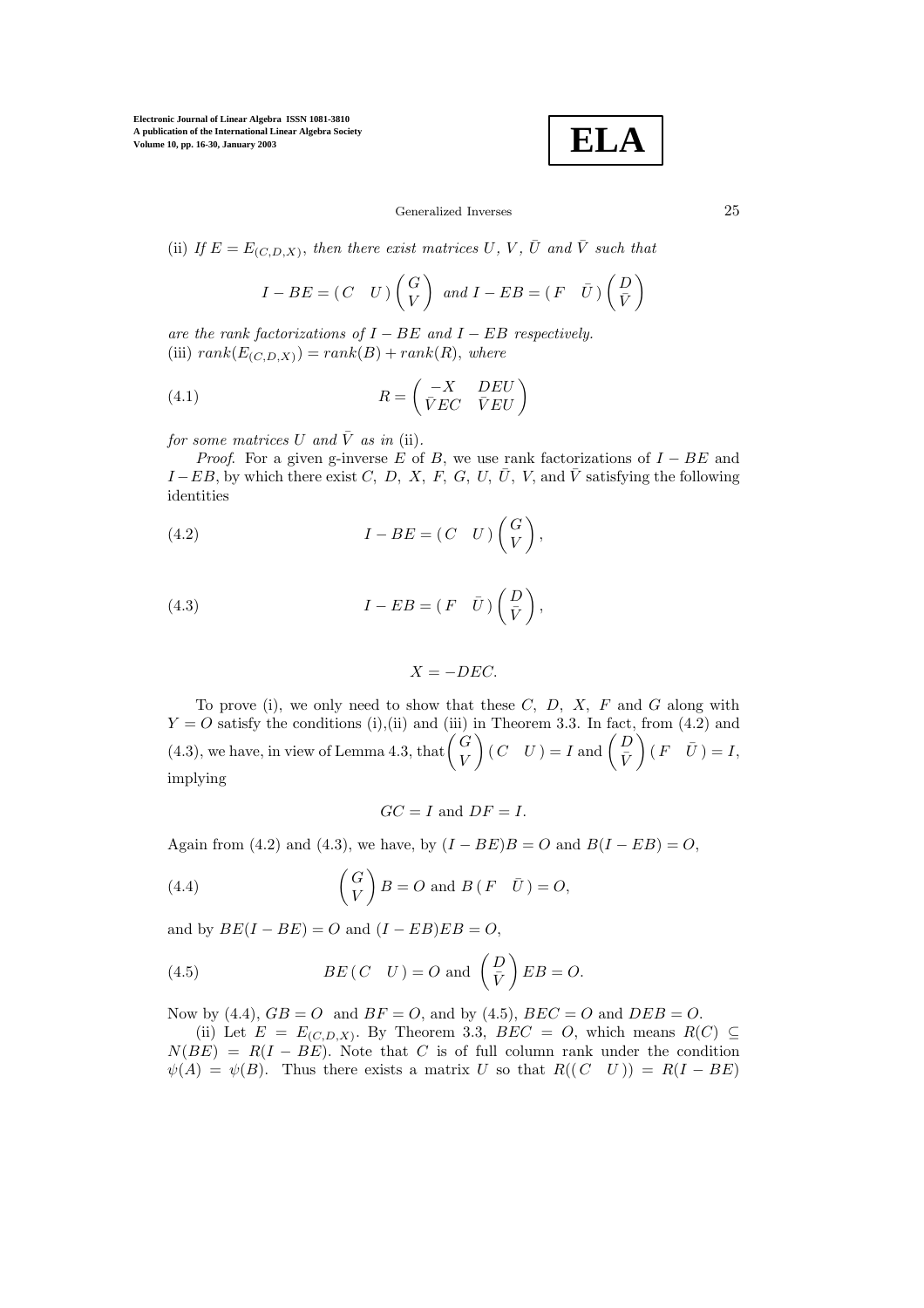(ii) *If $E = E_{(C,D,X)}$, then there exist matrices $U$, $V$, $\bar{U}$ and $\bar{V}$ such that*

$$I - BE = \begin{pmatrix} C & U \end{pmatrix} \begin{pmatrix} G \\ V \end{pmatrix} \text{ and } I - EB = \begin{pmatrix} F & \bar{U} \end{pmatrix} \begin{pmatrix} D \\ \bar{V} \end{pmatrix}$$

*are the rank factorizations of $I - BE$ and $I - EB$ respectively.*
(iii) $rank(E_{(C,D,X)}) = rank(B) + rank(R)$*, where*

$$R = \begin{pmatrix} -X & DEU \\ \bar{V}EC & \bar{V}EU \end{pmatrix} \tag{4.1}$$

*for some matrices $U$ and $\bar{V}$ as in* (ii)*.*

*Proof.* For a given g-inverse $E$ of $B$, we use rank factorizations of $I - BE$ and $I - EB$, by which there exist $C$, $D$, $X$, $F$, $G$, $U$, $\bar{U}$, $V$, and $\bar{V}$ satisfying the following identities

$$I - BE = \begin{pmatrix} C & U \end{pmatrix} \begin{pmatrix} G \\ V \end{pmatrix}, \tag{4.2}$$

$$I - EB = \begin{pmatrix} F & \bar{U} \end{pmatrix} \begin{pmatrix} D \\ \bar{V} \end{pmatrix}, \tag{4.3}$$

$$X = -DEC.$$

To prove (i), we only need to show that these $C$, $D$, $X$, $F$ and $G$ along with $Y = O$ satisfy the conditions (i),(ii) and (iii) in Theorem 3.3. In fact, from (4.2) and (4.3), we have, in view of Lemma 4.3, that $\begin{pmatrix} G \\ V \end{pmatrix} \begin{pmatrix} C & U \end{pmatrix} = I$ and $\begin{pmatrix} D \\ \bar{V} \end{pmatrix} \begin{pmatrix} F & \bar{U} \end{pmatrix} = I$, implying

$$GC = I \text{ and } DF = I.$$

Again from (4.2) and (4.3), we have, by $(I - BE)B = O$ and $B(I - EB) = O$,

$$\begin{pmatrix} G \\ V \end{pmatrix} B = O \text{ and } B \begin{pmatrix} F & \bar{U} \end{pmatrix} = O, \tag{4.4}$$

and by $BE(I - BE) = O$ and $(I - EB)EB = O$,

$$BE \begin{pmatrix} C & U \end{pmatrix} = O \text{ and } \begin{pmatrix} D \\ \bar{V} \end{pmatrix} EB = O. \tag{4.5}$$

Now by (4.4), $GB = O$ and $BF = O$, and by (4.5), $BEC = O$ and $DEB = O$.

(ii) Let $E = E_{(C,D,X)}$. By Theorem 3.3, $BEC = O$, which means $R(C) \subseteq N(BE) = R(I - BE)$. Note that $C$ is of full column rank under the condition $\psi(A) = \psi(B)$. Thus there exists a matrix $U$ so that $R(\begin{pmatrix} C & U \end{pmatrix}) = R(I - BE)$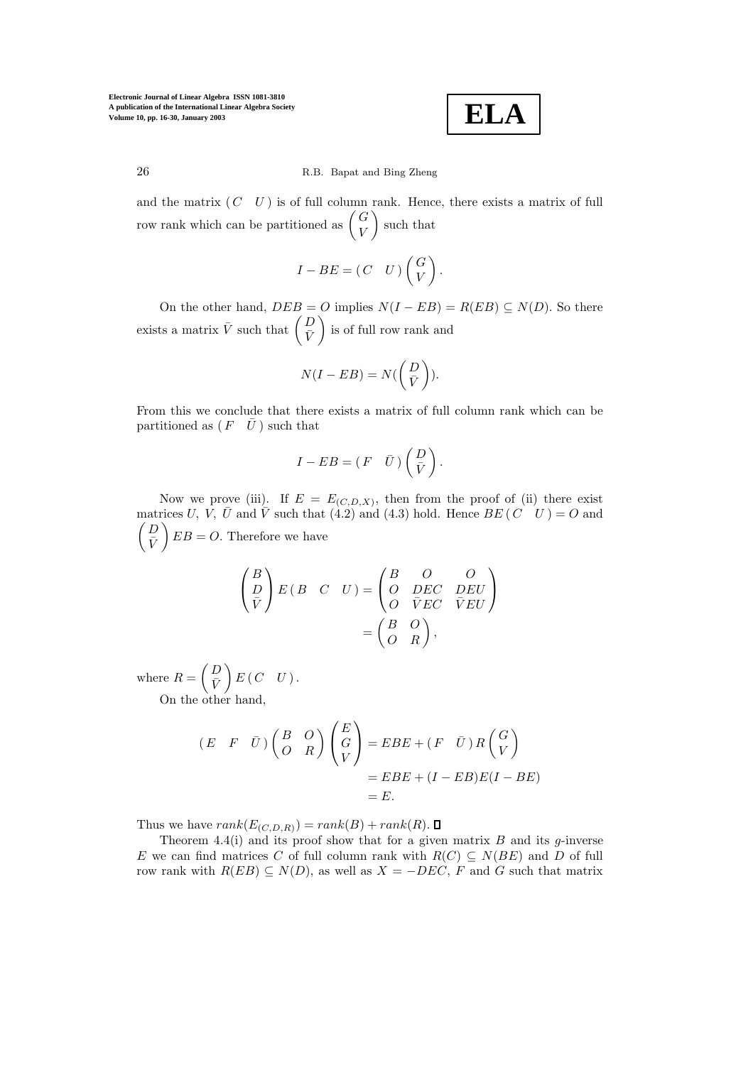and the matrix $(\,C \quad U\,)$ is of full column rank. Hence, there exists a matrix of full row rank which can be partitioned as $\begin{pmatrix} G \\ V \end{pmatrix}$ such that

$$I - BE = (\,C \quad U\,)\begin{pmatrix} G \\ V \end{pmatrix}.$$

On the other hand, $DEB = O$ implies $N(I - EB) = R(EB) \subseteq N(D)$. So there exists a matrix $\bar{V}$ such that $\begin{pmatrix} D \\ \bar{V} \end{pmatrix}$ is of full row rank and

$$N(I - EB) = N(\begin{pmatrix} D \\ \bar{V} \end{pmatrix}).$$

From this we conclude that there exists a matrix of full column rank which can be partitioned as $(\,F \quad \bar{U}\,)$ such that

$$I - EB = (\,F \quad \bar{U}\,)\begin{pmatrix} D \\ \bar{V} \end{pmatrix}.$$

Now we prove (iii). If $E = E_{(C,D,X)}$, then from the proof of (ii) there exist matrices $U$, $V$, $\bar{U}$ and $\bar{V}$ such that (4.2) and (4.3) hold. Hence $BE\,(\,C \quad U\,) = O$ and $\begin{pmatrix} D \\ \bar{V} \end{pmatrix} EB = O$. Therefore we have

$$\begin{pmatrix} B \\ D \\ \bar{V} \end{pmatrix} E\,(\,B \quad C \quad U\,) = \begin{pmatrix} B & O & O \\ O & DEC & DEU \\ O & \bar{V}EC & \bar{V}EU \end{pmatrix} = \begin{pmatrix} B & O \\ O & R \end{pmatrix},$$

where $R = \begin{pmatrix} D \\ \bar{V} \end{pmatrix} E\,(\,C \quad U\,)$.

On the other hand,

$$(\,E \quad F \quad \bar{U}\,)\begin{pmatrix} B & O \\ O & R \end{pmatrix}\begin{pmatrix} E \\ G \\ V \end{pmatrix} = EBE + (\,F \quad \bar{U}\,)\,R\begin{pmatrix} G \\ V \end{pmatrix} = EBE + (I - EB)E(I - BE) = E.$$

Thus we have $rank(E_{(C,D,R)}) = rank(B) + rank(R)$. ∎

Theorem 4.4(i) and its proof show that for a given matrix $B$ and its $g$-inverse $E$ we can find matrices $C$ of full column rank with $R(C) \subseteq N(BE)$ and $D$ of full row rank with $R(EB) \subseteq N(D)$, as well as $X = -DEC$, $F$ and $G$ such that matrix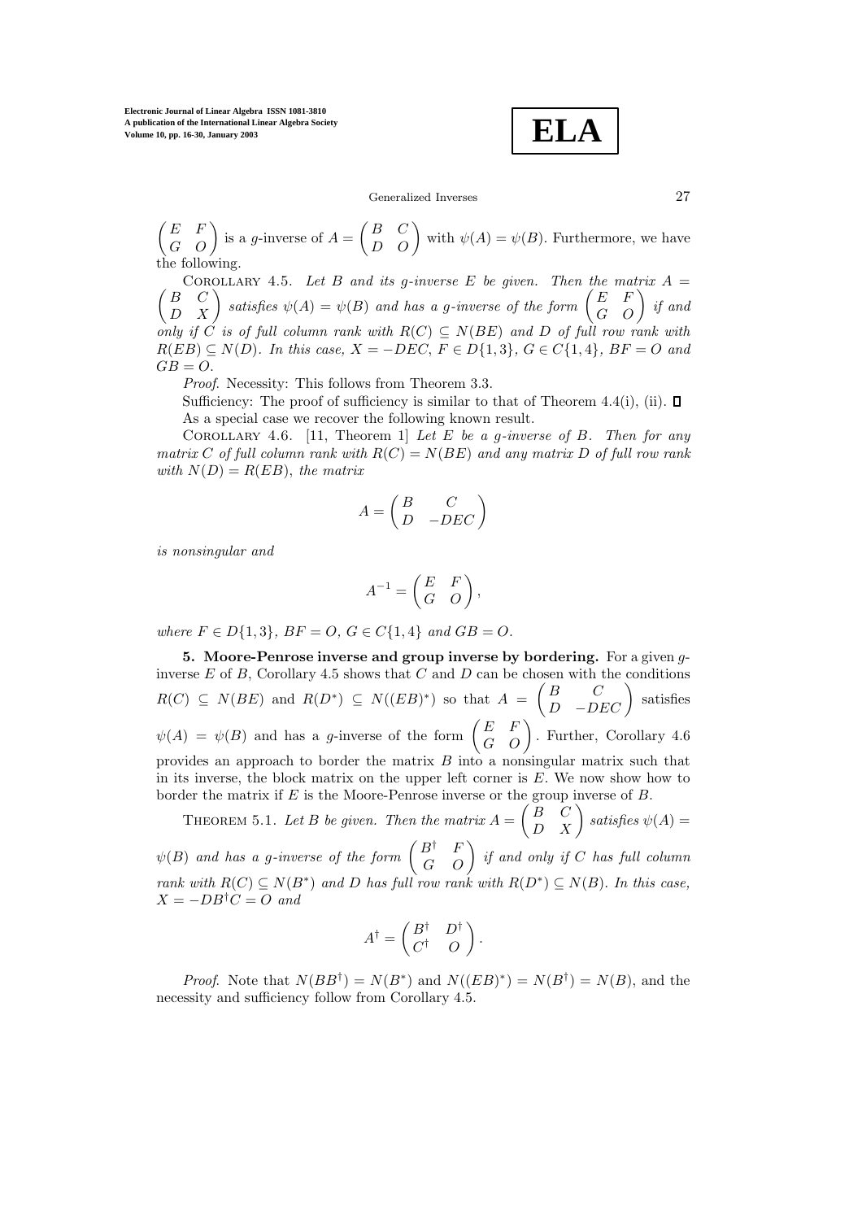$\begin{pmatrix} E & F \\ G & O \end{pmatrix}$ is a $g$-inverse of $A = \begin{pmatrix} B & C \\ D & O \end{pmatrix}$ with $\psi(A) = \psi(B)$. Furthermore, we have the following.

Corollary 4.5. *Let $B$ and its $g$-inverse $E$ be given. Then the matrix $A = \begin{pmatrix} B & C \\ D & X \end{pmatrix}$ satisfies $\psi(A) = \psi(B)$ and has a $g$-inverse of the form $\begin{pmatrix} E & F \\ G & O \end{pmatrix}$ if and only if $C$ is of full column rank with $R(C) \subseteq N(BE)$ and $D$ of full row rank with $R(EB) \subseteq N(D)$. In this case, $X = -DEC$, $F \in D\{1,3\}$, $G \in C\{1,4\}$, $BF = O$ and $GB = O$.*

*Proof.* Necessity: This follows from Theorem 3.3.

Sufficiency: The proof of sufficiency is similar to that of Theorem 4.4(i), (ii). ◻

As a special case we recover the following known result.

Corollary 4.6. [11, Theorem 1] *Let $E$ be a $g$-inverse of $B$. Then for any matrix $C$ of full column rank with $R(C) = N(BE)$ and any matrix $D$ of full row rank with $N(D) = R(EB)$, the matrix*

$$A = \begin{pmatrix} B & C \\ D & -DEC \end{pmatrix}$$

*is nonsingular and*

$$A^{-1} = \begin{pmatrix} E & F \\ G & O \end{pmatrix},$$

*where $F \in D\{1,3\}$, $BF = O$, $G \in C\{1,4\}$ and $GB = O$.*

## 5. Moore-Penrose inverse and group inverse by bordering.

For a given $g$-inverse $E$ of $B$, Corollary 4.5 shows that $C$ and $D$ can be chosen with the conditions $R(C) \subseteq N(BE)$ and $R(D^*) \subseteq N((EB)^*)$ so that $A = \begin{pmatrix} B & C \\ D & -DEC \end{pmatrix}$ satisfies $\psi(A) = \psi(B)$ and has a $g$-inverse of the form $\begin{pmatrix} E & F \\ G & O \end{pmatrix}$. Further, Corollary 4.6 provides an approach to border the matrix $B$ into a nonsingular matrix such that in its inverse, the block matrix on the upper left corner is $E$. We now show how to border the matrix if $E$ is the Moore-Penrose inverse or the group inverse of $B$.

Theorem 5.1. *Let $B$ be given. Then the matrix $A = \begin{pmatrix} B & C \\ D & X \end{pmatrix}$ satisfies $\psi(A) = \psi(B)$ and has a $g$-inverse of the form $\begin{pmatrix} B^\dagger & F \\ G & O \end{pmatrix}$ if and only if $C$ has full column rank with $R(C) \subseteq N(B^*)$ and $D$ has full row rank with $R(D^*) \subseteq N(B)$. In this case, $X = -DB^\dagger C = O$ and*

$$A^\dagger = \begin{pmatrix} B^\dagger & D^\dagger \\ C^\dagger & O \end{pmatrix}.$$

*Proof.* Note that $N(BB^\dagger) = N(B^*)$ and $N((EB)^*) = N(B^\dagger) = N(B)$, and the necessity and sufficiency follow from Corollary 4.5.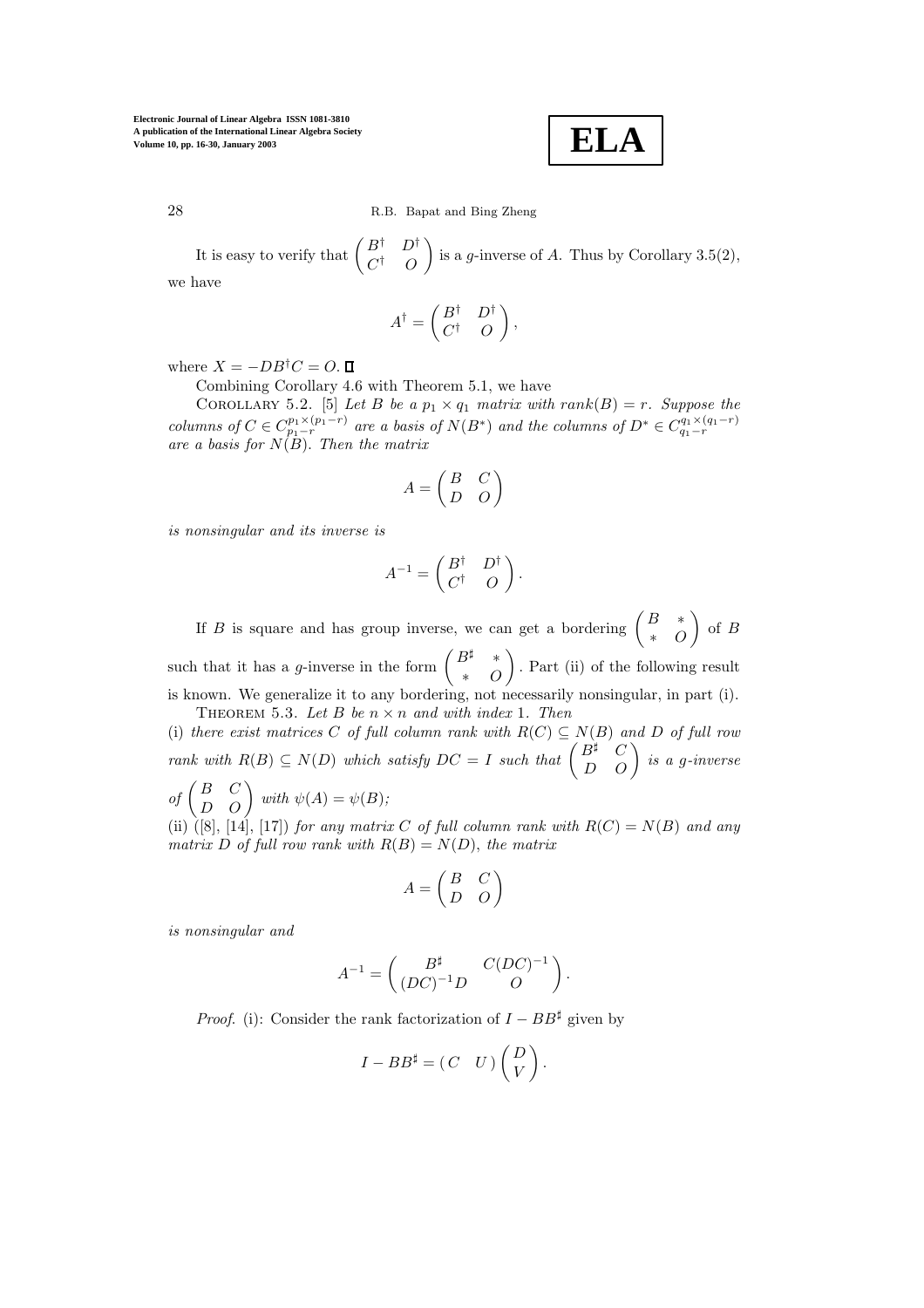It is easy to verify that $\begin{pmatrix} B^{\dagger} & D^{\dagger} \\ C^{\dagger} & O \end{pmatrix}$ is a $g$-inverse of $A$. Thus by Corollary 3.5(2), we have

$$A^{\dagger} = \begin{pmatrix} B^{\dagger} & D^{\dagger} \\ C^{\dagger} & O \end{pmatrix},$$

where $X = -DB^{\dagger}C = O$. ∎

Combining Corollary 4.6 with Theorem 5.1, we have

COROLLARY 5.2. [5] *Let $B$ be a $p_1 \times q_1$ matrix with $rank(B) = r$. Suppose the columns of $C \in C_{p_1-r}^{p_1 \times (p_1-r)}$ are a basis of $N(B^*)$ and the columns of $D^* \in C_{q_1-r}^{q_1 \times (q_1-r)}$ are a basis for $N(B)$. Then the matrix*

$$A = \begin{pmatrix} B & C \\ D & O \end{pmatrix}$$

*is nonsingular and its inverse is*

$$A^{-1} = \begin{pmatrix} B^{\dagger} & D^{\dagger} \\ C^{\dagger} & O \end{pmatrix}.$$

If $B$ is square and has group inverse, we can get a bordering $\begin{pmatrix} B & * \\ * & O \end{pmatrix}$ of $B$ such that it has a $g$-inverse in the form $\begin{pmatrix} B^{\sharp} & * \\ * & O \end{pmatrix}$. Part (ii) of the following result is known. We generalize it to any bordering, not necessarily nonsingular, in part (i).

THEOREM 5.3. *Let $B$ be $n \times n$ and with index 1. Then*

(i) *there exist matrices $C$ of full column rank with $R(C) \subseteq N(B)$ and $D$ of full row rank with $R(B) \subseteq N(D)$ which satisfy $DC = I$ such that $\begin{pmatrix} B^{\sharp} & C \\ D & O \end{pmatrix}$ is a $g$-inverse of $\begin{pmatrix} B & C \\ D & O \end{pmatrix}$ with $\psi(A) = \psi(B)$;*

(ii) ([8], [14], [17]) *for any matrix $C$ of full column rank with $R(C) = N(B)$ and any matrix $D$ of full row rank with $R(B) = N(D)$, the matrix*

$$A = \begin{pmatrix} B & C \\ D & O \end{pmatrix}$$

*is nonsingular and*

$$A^{-1} = \begin{pmatrix} B^{\sharp} & C(DC)^{-1} \\ (DC)^{-1}D & O \end{pmatrix}.$$

*Proof.* (i): Consider the rank factorization of $I - BB^{\sharp}$ given by

$$I - BB^{\sharp} = \begin{pmatrix} C & U \end{pmatrix} \begin{pmatrix} D \\ V \end{pmatrix}.$$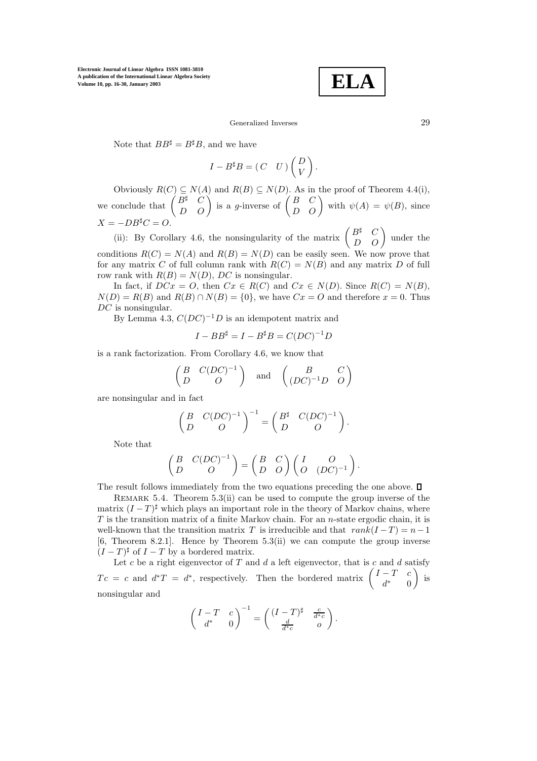Note that $BB^\sharp = B^\sharp B$, and we have

$$I - B^\sharp B = \begin{pmatrix} C & U \end{pmatrix} \begin{pmatrix} D \\ V \end{pmatrix}.$$

Obviously $R(C) \subseteq N(A)$ and $R(B) \subseteq N(D)$. As in the proof of Theorem 4.4(i), we conclude that $\begin{pmatrix} B^\sharp & C \\ D & O \end{pmatrix}$ is a $g$-inverse of $\begin{pmatrix} B & C \\ D & O \end{pmatrix}$ with $\psi(A) = \psi(B)$, since $X = -DB^\sharp C = O$.

(ii): By Corollary 4.6, the nonsingularity of the matrix $\begin{pmatrix} B^\sharp & C \\ D & O \end{pmatrix}$ under the conditions $R(C) = N(A)$ and $R(B) = N(D)$ can be easily seen. We now prove that for any matrix $C$ of full column rank with $R(C) = N(B)$ and any matrix $D$ of full row rank with $R(B) = N(D)$, $DC$ is nonsingular.

In fact, if $DCx = O$, then $Cx \in R(C)$ and $Cx \in N(D)$. Since $R(C) = N(B)$, $N(D) = R(B)$ and $R(B) \cap N(B) = \{0\}$, we have $Cx = O$ and therefore $x = 0$. Thus $DC$ is nonsingular.

By Lemma 4.3, $C(DC)^{-1}D$ is an idempotent matrix and

$$I - BB^\sharp = I - B^\sharp B = C(DC)^{-1}D$$

is a rank factorization. From Corollary 4.6, we know that

$$\begin{pmatrix} B & C(DC)^{-1} \\ D & O \end{pmatrix} \quad \text{and} \quad \begin{pmatrix} B & C \\ (DC)^{-1}D & O \end{pmatrix}$$

are nonsingular and in fact

$$\begin{pmatrix} B & C(DC)^{-1} \\ D & O \end{pmatrix}^{-1} = \begin{pmatrix} B^\sharp & C(DC)^{-1} \\ D & O \end{pmatrix}.$$

Note that

$$\begin{pmatrix} B & C(DC)^{-1} \\ D & O \end{pmatrix} = \begin{pmatrix} B & C \\ D & O \end{pmatrix} \begin{pmatrix} I & O \\ O & (DC)^{-1} \end{pmatrix}.$$

The result follows immediately from the two equations preceding the one above. ◻

REMARK 5.4. Theorem 5.3(ii) can be used to compute the group inverse of the matrix $(I - T)^\sharp$ which plays an important role in the theory of Markov chains, where $T$ is the transition matrix of a finite Markov chain. For an $n$-state ergodic chain, it is well-known that the transition matrix $T$ is irreducible and that $rank(I - T) = n - 1$ [6, Theorem 8.2.1]. Hence by Theorem 5.3(ii) we can compute the group inverse $(I - T)^\sharp$ of $I - T$ by a bordered matrix.

Let $c$ be a right eigenvector of $T$ and $d$ a left eigenvector, that is $c$ and $d$ satisfy $Tc = c$ and $d^*T = d^*$, respectively. Then the bordered matrix $\begin{pmatrix} I - T & c \\ d^* & 0 \end{pmatrix}$ is nonsingular and

$$\begin{pmatrix} I - T & c \\ d^* & 0 \end{pmatrix}^{-1} = \begin{pmatrix} (I - T)^\sharp & \frac{c}{d^*c} \\ \frac{d}{d^*c} & o \end{pmatrix}.$$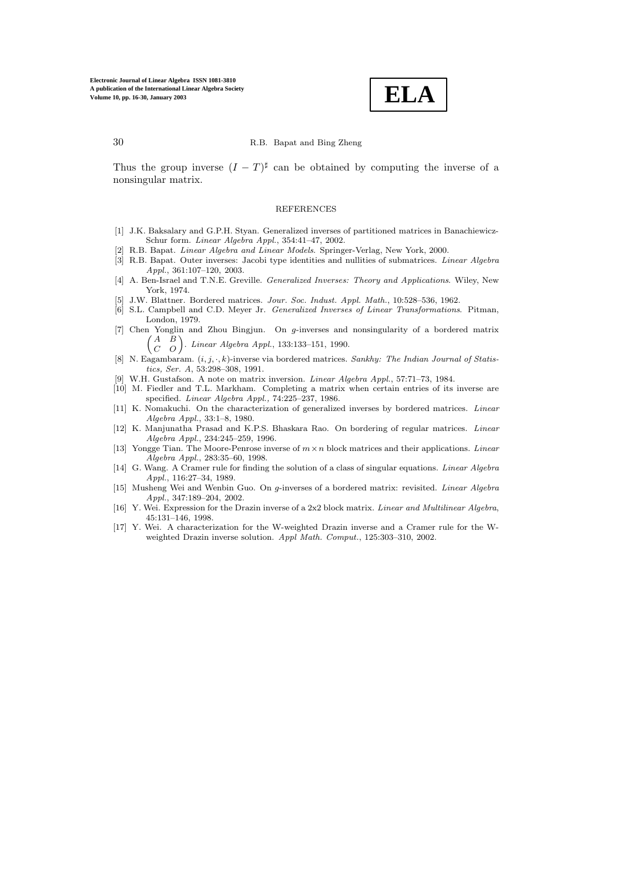Thus the group inverse $(I - T)^\sharp$ can be obtained by computing the inverse of a nonsingular matrix.

## REFERENCES

[1] J.K. Baksalary and G.P.H. Styan. Generalized inverses of partitioned matrices in Banachiewicz-Schur form. *Linear Algebra Appl.*, 354:41–47, 2002.

[2] R.B. Bapat. *Linear Algebra and Linear Models*. Springer-Verlag, New York, 2000.

[3] R.B. Bapat. Outer inverses: Jacobi type identities and nullities of submatrices. *Linear Algebra Appl.*, 361:107–120, 2003.

[4] A. Ben-Israel and T.N.E. Greville. *Generalized Inverses: Theory and Applications*. Wiley, New York, 1974.

[5] J.W. Blattner. Bordered matrices. *Jour. Soc. Indust. Appl. Math.*, 10:528–536, 1962.

[6] S.L. Campbell and C.D. Meyer Jr. *Generalized Inverses of Linear Transformations*. Pitman, London, 1979.

[7] Chen Yonglin and Zhou Bingjun. On $g$-inverses and nonsingularity of a bordered matrix $\begin{pmatrix} A & B \\ C & O \end{pmatrix}$. *Linear Algebra Appl.*, 133:133–151, 1990.

[8] N. Eagambaram. $(i, j, \cdot, k)$-inverse via bordered matrices. *Sankhy: The Indian Journal of Statistics, Ser. A*, 53:298–308, 1991.

[9] W.H. Gustafson. A note on matrix inversion. *Linear Algebra Appl.*, 57:71–73, 1984.

[10] M. Fiedler and T.L. Markham. Completing a matrix when certain entries of its inverse are specified. *Linear Algebra Appl.,* 74:225–237, 1986.

[11] K. Nomakuchi. On the characterization of generalized inverses by bordered matrices. *Linear Algebra Appl.*, 33:1–8, 1980.

[12] K. Manjunatha Prasad and K.P.S. Bhaskara Rao. On bordering of regular matrices. *Linear Algebra Appl.*, 234:245–259, 1996.

[13] Yongge Tian. The Moore-Penrose inverse of $m \times n$ block matrices and their applications. *Linear Algebra Appl.*, 283:35–60, 1998.

[14] G. Wang. A Cramer rule for finding the solution of a class of singular equations. *Linear Algebra Appl.*, 116:27–34, 1989.

[15] Musheng Wei and Wenbin Guo. On $g$-inverses of a bordered matrix: revisited. *Linear Algebra Appl.*, 347:189–204, 2002.

[16] Y. Wei. Expression for the Drazin inverse of a 2x2 block matrix. *Linear and Multilinear Algebra*, 45:131–146, 1998.

[17] Y. Wei. A characterization for the W-weighted Drazin inverse and a Cramer rule for the W-weighted Drazin inverse solution. *Appl Math. Comput.*, 125:303–310, 2002.